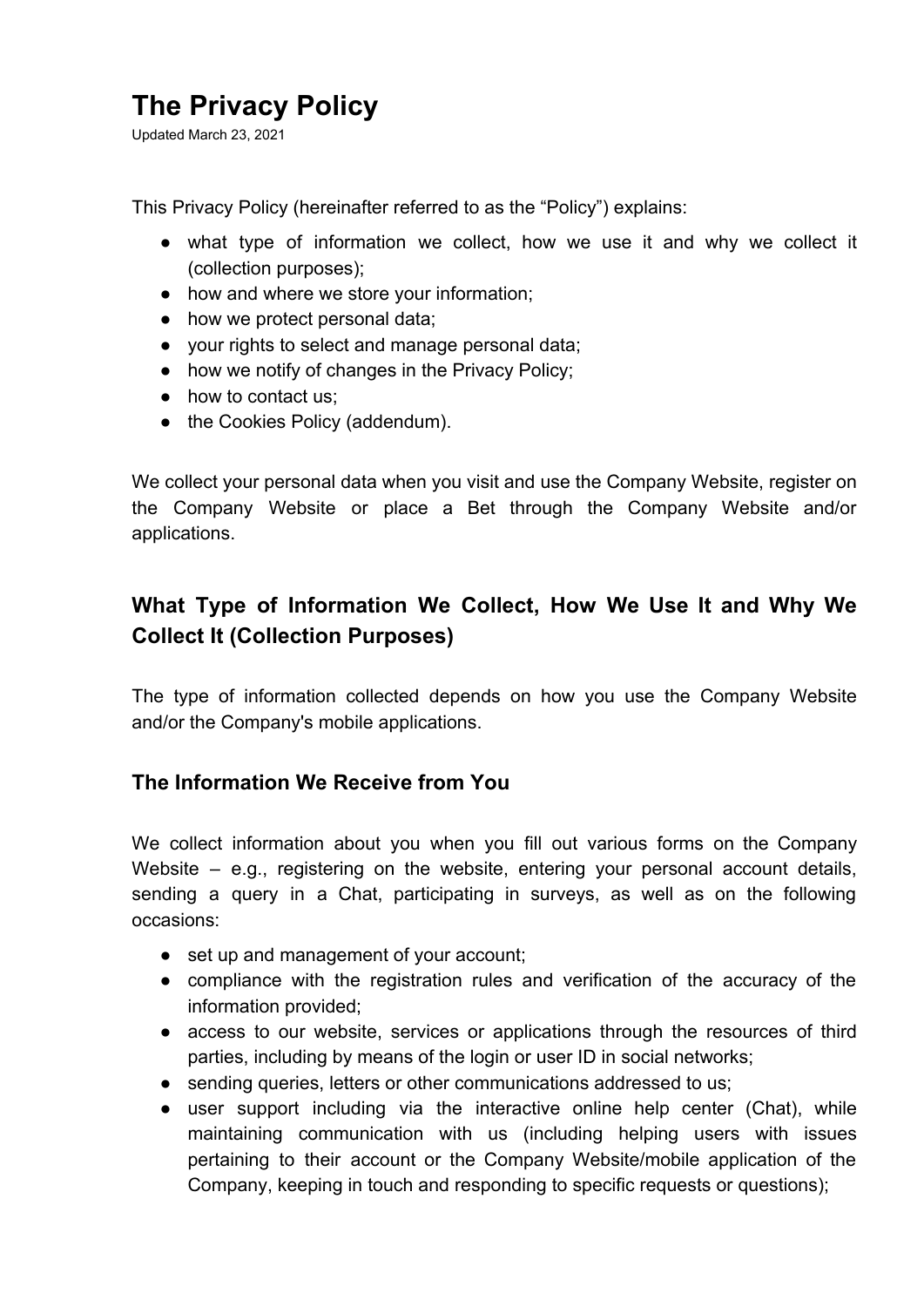# The Privacy Policy

Updated March 23, 2021

This Privacy Policy (hereinafter referred to as the “Policy”) explains:

- what type of information we collect, how we use it and why we collect it (collection purposes);
- how and where we store your information;
- how we protect personal data;
- your rights to select and manage personal data;
- how we notify of changes in the Privacy Policy;
- how to contact us;
- the Cookies Policy (addendum).

We collect your personal data when you visit and use the Company Website, register on the Company Website or place a Bet through the Company Website and/or applications.

## What Type of Information We Collect, How We Use It and Why We Collect It (Collection Purposes)

The type of information collected depends on how you use the Company Website and/or the Company's mobile applications.

### The Information We Receive from You

We collect information about you when you fill out various forms on the Company Website – e.g., registering on the website, entering your personal account details, sending a query in a Chat, participating in surveys, as well as on the following occasions:

- set up and management of your account;
- compliance with the registration rules and verification of the accuracy of the information provided;
- access to our website, services or applications through the resources of third parties, including by means of the login or user ID in social networks;
- sending queries, letters or other communications addressed to us;
- user support including via the interactive online help center (Chat), while maintaining communication with us (including helping users with issues pertaining to their account or the Company Website/mobile application of the Company, keeping in touch and responding to specific requests or questions);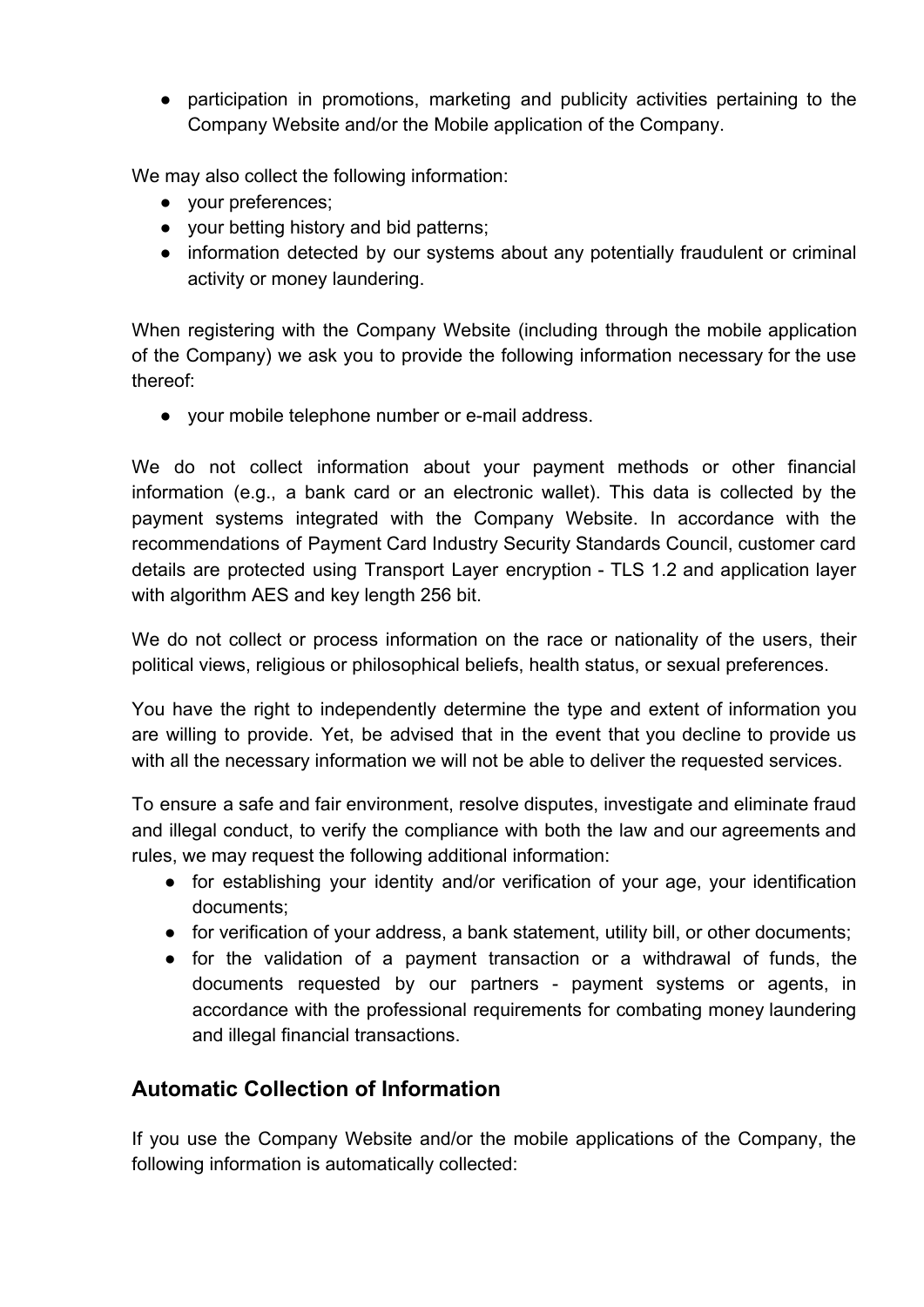- participation in promotions, marketing and publicity activities pertaining to the Company Website and/or the Mobile application of the Company.

We may also collect the following information:

- your preferences;
- your betting history and bid patterns;
- information detected by our systems about any potentially fraudulent or criminal activity or money laundering.

When registering with the Company Website (including through the mobile application of the Company) we ask you to provide the following information necessary for the use thereof:

- your mobile telephone number or e-mail address.

We do not collect information about your payment methods or other financial information (e.g., a bank card or an electronic wallet). This data is collected by the payment systems integrated with the Company Website. In accordance with the recommendations of Payment Card Industry Security Standards Council, customer card details are protected using Transport Layer encryption - TLS 1.2 and application layer with algorithm AES and key length 256 bit.

We do not collect or process information on the race or nationality of the users, their political views, religious or philosophical beliefs, health status, or sexual preferences.

You have the right to independently determine the type and extent of information you are willing to provide. Yet, be advised that in the event that you decline to provide us with all the necessary information we will not be able to deliver the requested services.

To ensure a safe and fair environment, resolve disputes, investigate and eliminate fraud and illegal conduct, to verify the compliance with both the law and our agreements and rules, we may request the following additional information:

- for establishing your identity and/or verification of your age, your identification documents;
- for verification of your address, a bank statement, utility bill, or other documents;
- for the validation of a payment transaction or a withdrawal of funds, the documents requested by our partners - payment systems or agents, in accordance with the professional requirements for combating money laundering and illegal financial transactions.

## Automatic Collection of Information

If you use the Company Website and/or the mobile applications of the Company, the following information is automatically collected: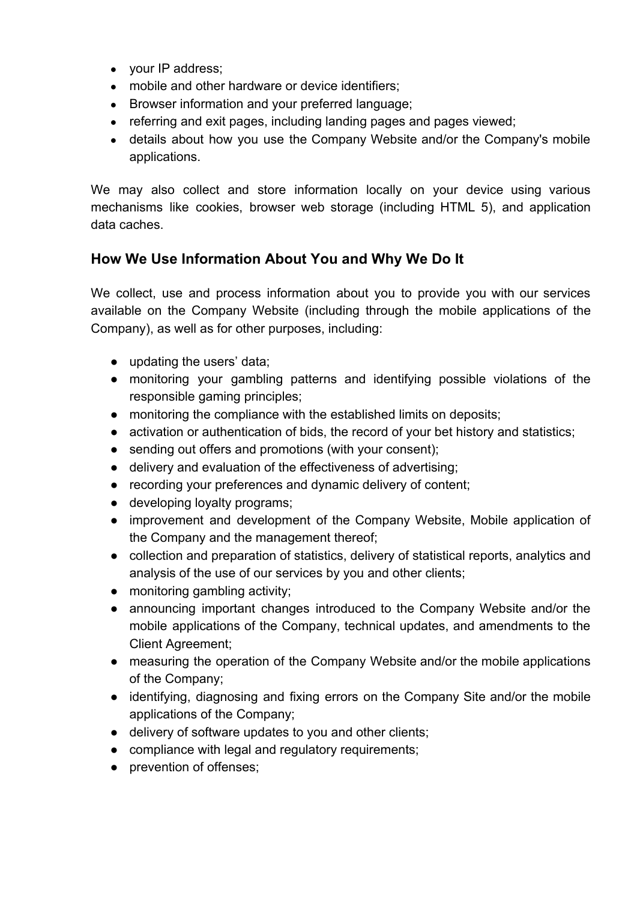- your IP address;
- mobile and other hardware or device identifiers;
- Browser information and your preferred language;
- referring and exit pages, including landing pages and pages viewed;
- details about how you use the Company Website and/or the Company's mobile applications.

We may also collect and store information locally on your device using various mechanisms like cookies, browser web storage (including HTML 5), and application data caches.

## How We Use Information About You and Why We Do It

We collect, use and process information about you to provide you with our services available on the Company Website (including through the mobile applications of the Company), as well as for other purposes, including:

- updating the users' data;
- monitoring your gambling patterns and identifying possible violations of the responsible gaming principles;
- monitoring the compliance with the established limits on deposits;
- activation or authentication of bids, the record of your bet history and statistics;
- sending out offers and promotions (with your consent);
- delivery and evaluation of the effectiveness of advertising;
- recording your preferences and dynamic delivery of content;
- developing loyalty programs;
- improvement and development of the Company Website, Mobile application of the Company and the management thereof;
- collection and preparation of statistics, delivery of statistical reports, analytics and analysis of the use of our services by you and other clients;
- monitoring gambling activity;
- announcing important changes introduced to the Company Website and/or the mobile applications of the Company, technical updates, and amendments to the Client Agreement;
- measuring the operation of the Company Website and/or the mobile applications of the Company;
- identifying, diagnosing and fixing errors on the Company Site and/or the mobile applications of the Company;
- delivery of software updates to you and other clients;
- compliance with legal and regulatory requirements;
- prevention of offenses;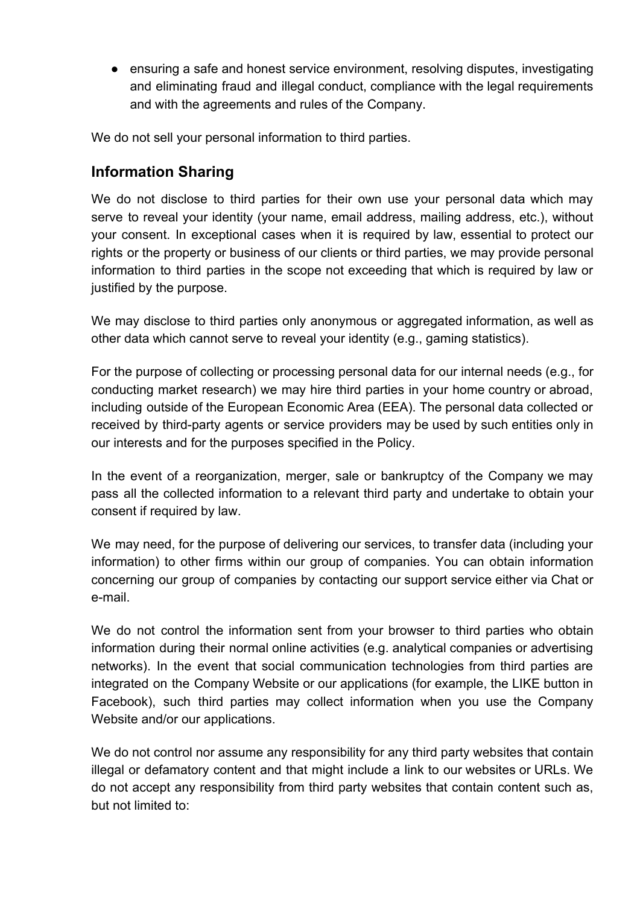- ensuring a safe and honest service environment, resolving disputes, investigating and eliminating fraud and illegal conduct, compliance with the legal requirements and with the agreements and rules of the Company.

We do not sell your personal information to third parties.

## Information Sharing

We do not disclose to third parties for their own use your personal data which may serve to reveal your identity (your name, email address, mailing address, etc.), without your consent. In exceptional cases when it is required by law, essential to protect our rights or the property or business of our clients or third parties, we may provide personal information to third parties in the scope not exceeding that which is required by law or justified by the purpose.

We may disclose to third parties only anonymous or aggregated information, as well as other data which cannot serve to reveal your identity (e.g., gaming statistics).

For the purpose of collecting or processing personal data for our internal needs (e.g., for conducting market research) we may hire third parties in your home country or abroad, including outside of the European Economic Area (EEA). The personal data collected or received by third-party agents or service providers may be used by such entities only in our interests and for the purposes specified in the Policy.

In the event of a reorganization, merger, sale or bankruptcy of the Company we may pass all the collected information to a relevant third party and undertake to obtain your consent if required by law.

We may need, for the purpose of delivering our services, to transfer data (including your information) to other firms within our group of companies. You can obtain information concerning our group of companies by contacting our support service either via Chat or e-mail.

We do not control the information sent from your browser to third parties who obtain information during their normal online activities (e.g. analytical companies or advertising networks). In the event that social communication technologies from third parties are integrated on the Company Website or our applications (for example, the LIKE button in Facebook), such third parties may collect information when you use the Company Website and/or our applications.

We do not control nor assume any responsibility for any third party websites that contain illegal or defamatory content and that might include a link to our websites or URLs. We do not accept any responsibility from third party websites that contain content such as, but not limited to: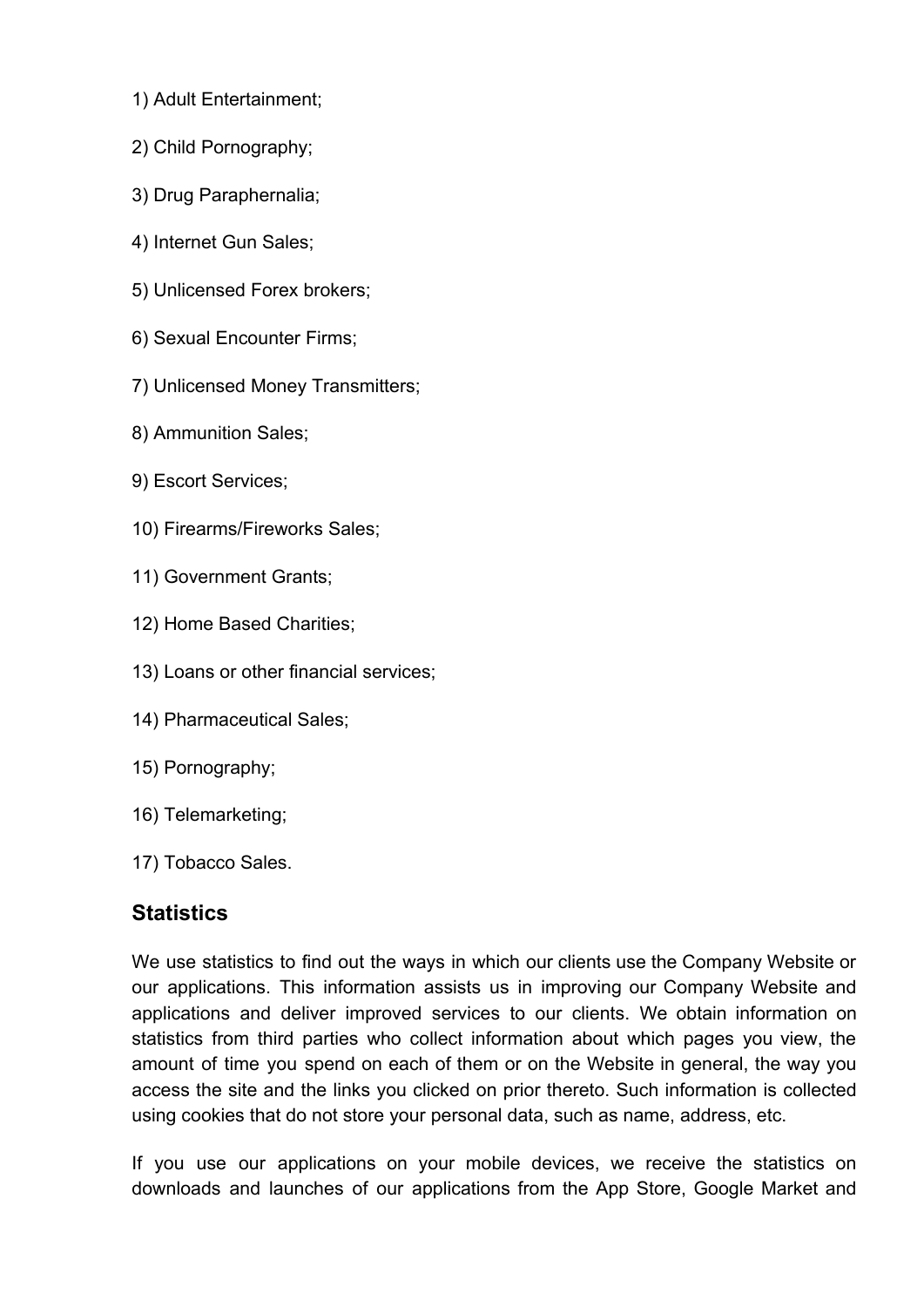1) Adult Entertainment;

2) Child Pornography;

3) Drug Paraphernalia;

4) Internet Gun Sales;

5) Unlicensed Forex brokers;

6) Sexual Encounter Firms;

7) Unlicensed Money Transmitters;

8) Ammunition Sales;

9) Escort Services;

10) Firearms/Fireworks Sales;

11) Government Grants;

12) Home Based Charities;

13) Loans or other financial services;

14) Pharmaceutical Sales;

15) Pornography;

16) Telemarketing;

17) Tobacco Sales.

## Statistics

We use statistics to find out the ways in which our clients use the Company Website or our applications. This information assists us in improving our Company Website and applications and deliver improved services to our clients. We obtain information on statistics from third parties who collect information about which pages you view, the amount of time you spend on each of them or on the Website in general, the way you access the site and the links you clicked on prior thereto. Such information is collected using cookies that do not store your personal data, such as name, address, etc.

If you use our applications on your mobile devices, we receive the statistics on downloads and launches of our applications from the App Store, Google Market and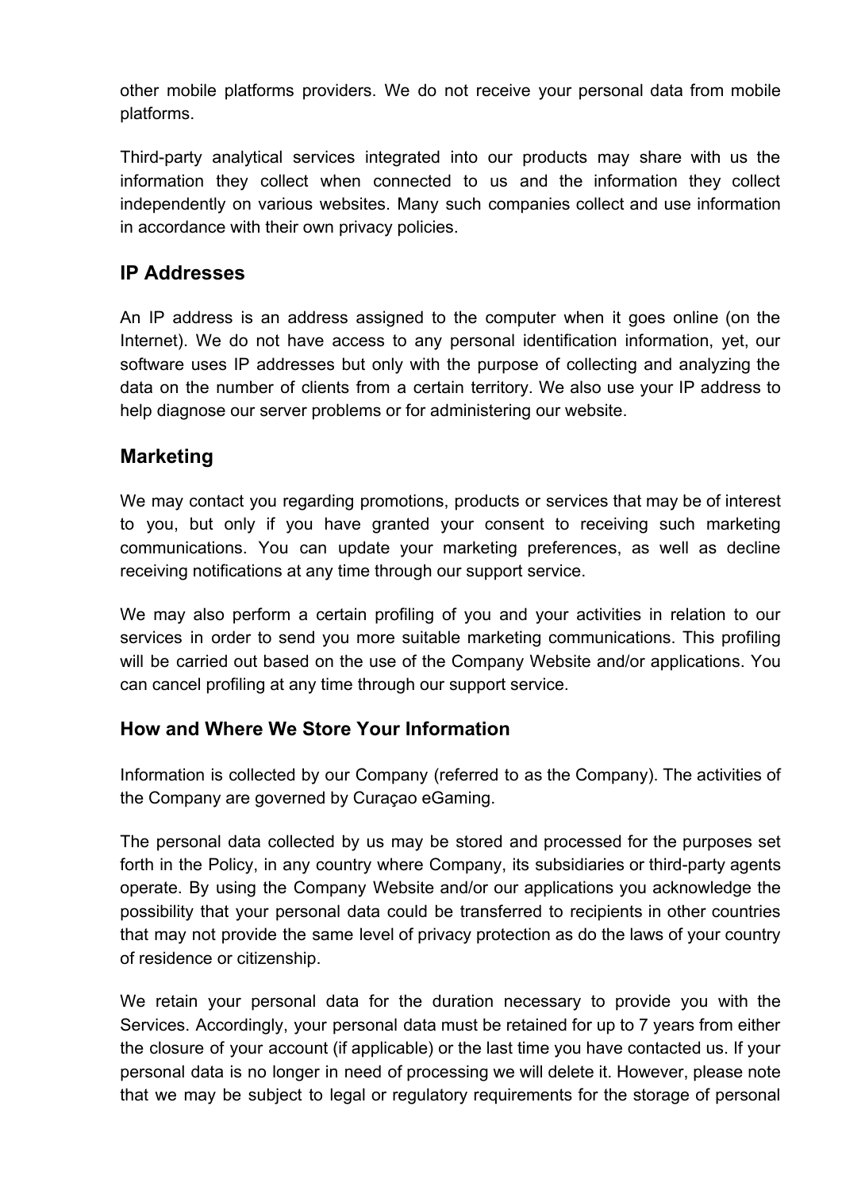other mobile platforms providers. We do not receive your personal data from mobile platforms.

Third-party analytical services integrated into our products may share with us the information they collect when connected to us and the information they collect independently on various websites. Many such companies collect and use information in accordance with their own privacy policies.

## IP Addresses

An IP address is an address assigned to the computer when it goes online (on the Internet). We do not have access to any personal identification information, yet, our software uses IP addresses but only with the purpose of collecting and analyzing the data on the number of clients from a certain territory. We also use your IP address to help diagnose our server problems or for administering our website.

## Marketing

We may contact you regarding promotions, products or services that may be of interest to you, but only if you have granted your consent to receiving such marketing communications. You can update your marketing preferences, as well as decline receiving notifications at any time through our support service.

We may also perform a certain profiling of you and your activities in relation to our services in order to send you more suitable marketing communications. This profiling will be carried out based on the use of the Company Website and/or applications. You can cancel profiling at any time through our support service.

## How and Where We Store Your Information

Information is collected by our Company (referred to as the Company). The activities of the Company are governed by Curaçao eGaming.

The personal data collected by us may be stored and processed for the purposes set forth in the Policy, in any country where Company, its subsidiaries or third-party agents operate. By using the Company Website and/or our applications you acknowledge the possibility that your personal data could be transferred to recipients in other countries that may not provide the same level of privacy protection as do the laws of your country of residence or citizenship.

We retain your personal data for the duration necessary to provide you with the Services. Accordingly, your personal data must be retained for up to 7 years from either the closure of your account (if applicable) or the last time you have contacted us. If your personal data is no longer in need of processing we will delete it. However, please note that we may be subject to legal or regulatory requirements for the storage of personal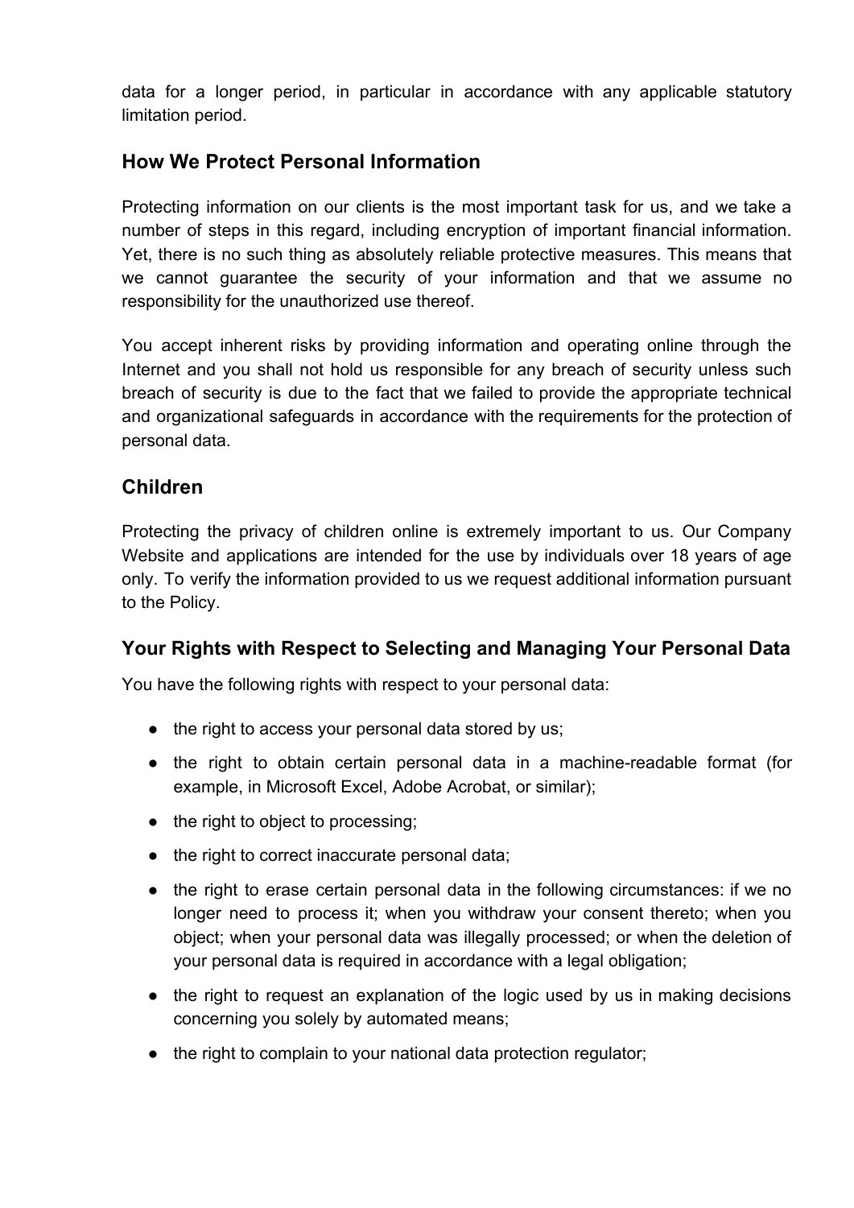data for a longer period, in particular in accordance with any applicable statutory limitation period.

## How We Protect Personal Information

Protecting information on our clients is the most important task for us, and we take a number of steps in this regard, including encryption of important financial information. Yet, there is no such thing as absolutely reliable protective measures. This means that we cannot guarantee the security of your information and that we assume no responsibility for the unauthorized use thereof.

You accept inherent risks by providing information and operating online through the Internet and you shall not hold us responsible for any breach of security unless such breach of security is due to the fact that we failed to provide the appropriate technical and organizational safeguards in accordance with the requirements for the protection of personal data.

## Children

Protecting the privacy of children online is extremely important to us. Our Company Website and applications are intended for the use by individuals over 18 years of age only. To verify the information provided to us we request additional information pursuant to the Policy.

## Your Rights with Respect to Selecting and Managing Your Personal Data

You have the following rights with respect to your personal data:

- the right to access your personal data stored by us;
- the right to obtain certain personal data in a machine-readable format (for example, in Microsoft Excel, Adobe Acrobat, or similar);
- the right to object to processing;
- the right to correct inaccurate personal data;
- the right to erase certain personal data in the following circumstances: if we no longer need to process it; when you withdraw your consent thereto; when you object; when your personal data was illegally processed; or when the deletion of your personal data is required in accordance with a legal obligation;
- the right to request an explanation of the logic used by us in making decisions concerning you solely by automated means;
- the right to complain to your national data protection regulator;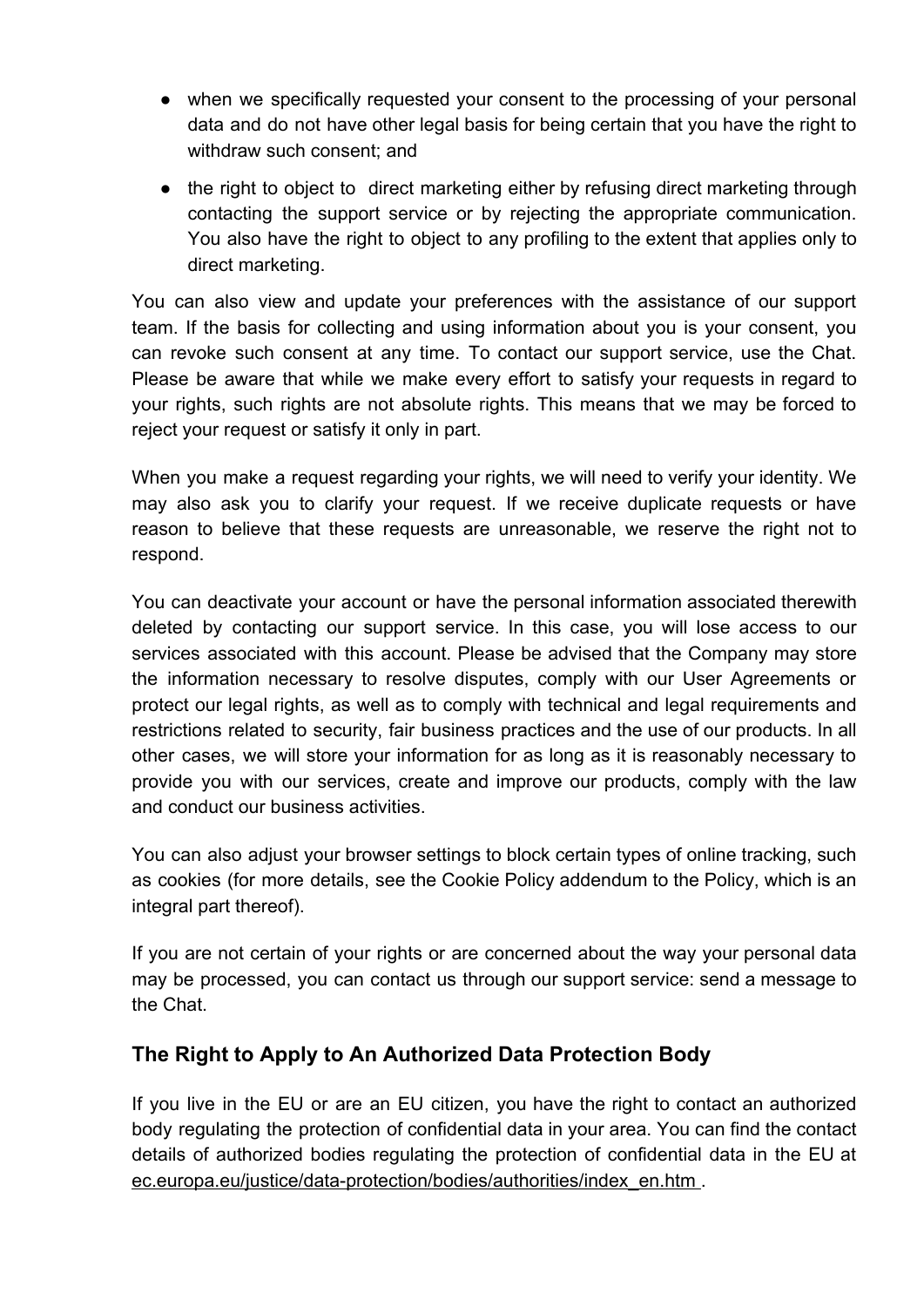- when we specifically requested your consent to the processing of your personal data and do not have other legal basis for being certain that you have the right to withdraw such consent; and
- the right to object to direct marketing either by refusing direct marketing through contacting the support service or by rejecting the appropriate communication. You also have the right to object to any profiling to the extent that applies only to direct marketing.

You can also view and update your preferences with the assistance of our support team. If the basis for collecting and using information about you is your consent, you can revoke such consent at any time. To contact our support service, use the Chat. Please be aware that while we make every effort to satisfy your requests in regard to your rights, such rights are not absolute rights. This means that we may be forced to reject your request or satisfy it only in part.

When you make a request regarding your rights, we will need to verify your identity. We may also ask you to clarify your request. If we receive duplicate requests or have reason to believe that these requests are unreasonable, we reserve the right not to respond.

You can deactivate your account or have the personal information associated therewith deleted by contacting our support service. In this case, you will lose access to our services associated with this account. Please be advised that the Company may store the information necessary to resolve disputes, comply with our User Agreements or protect our legal rights, as well as to comply with technical and legal requirements and restrictions related to security, fair business practices and the use of our products. In all other cases, we will store your information for as long as it is reasonably necessary to provide you with our services, create and improve our products, comply with the law and conduct our business activities.

You can also adjust your browser settings to block certain types of online tracking, such as cookies (for more details, see the Cookie Policy addendum to the Policy, which is an integral part thereof).

If you are not certain of your rights or are concerned about the way your personal data may be processed, you can contact us through our support service: send a message to the Chat.

## The Right to Apply to An Authorized Data Protection Body

If you live in the EU or are an EU citizen, you have the right to contact an authorized body regulating the protection of confidential data in your area. You can find the contact details of authorized bodies regulating the protection of confidential data in the EU at ec.europa.eu/justice/data-protection/bodies/authorities/index_en.htm .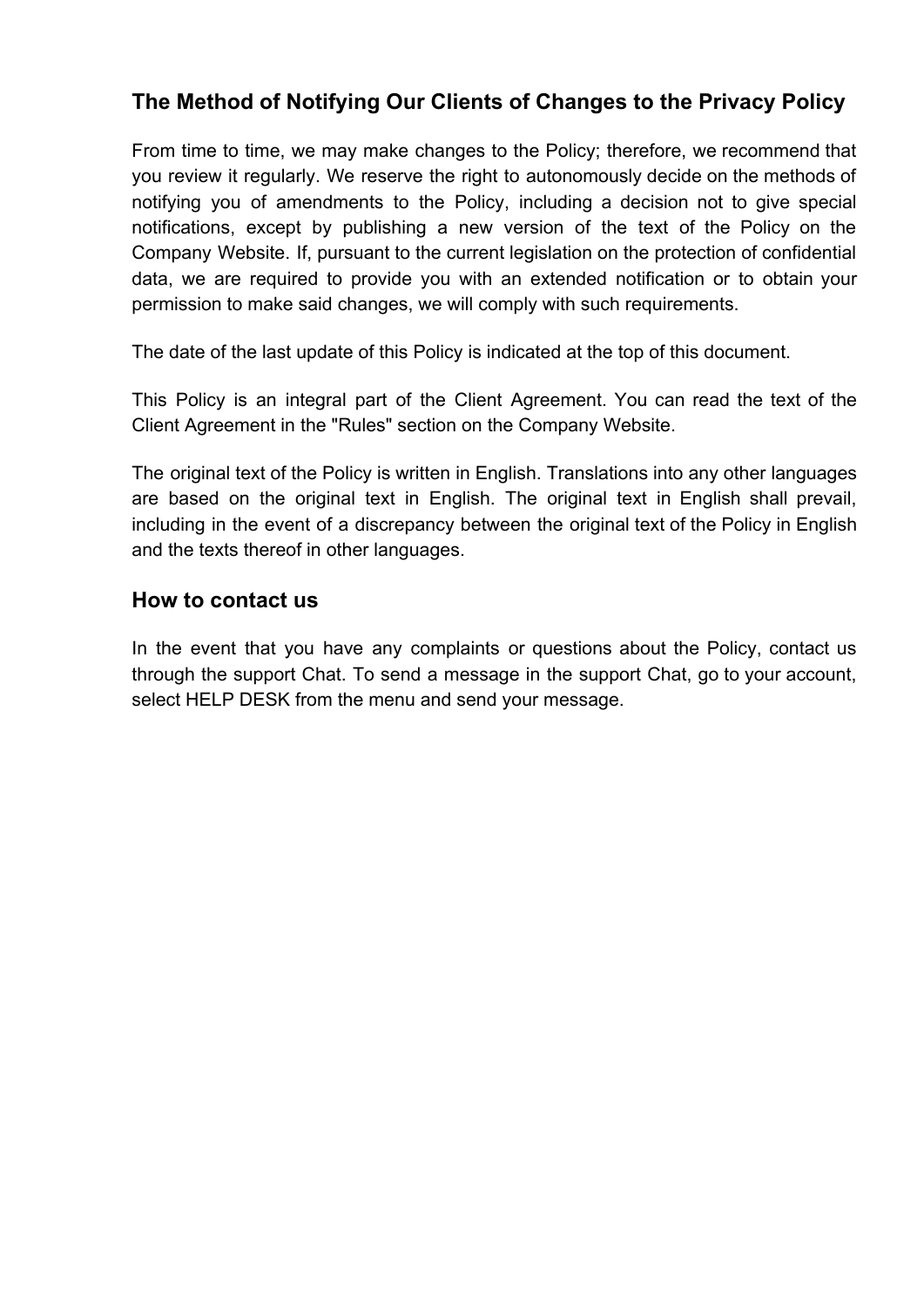## The Method of Notifying Our Clients of Changes to the Privacy Policy

From time to time, we may make changes to the Policy; therefore, we recommend that you review it regularly. We reserve the right to autonomously decide on the methods of notifying you of amendments to the Policy, including a decision not to give special notifications, except by publishing a new version of the text of the Policy on the Company Website. If, pursuant to the current legislation on the protection of confidential data, we are required to provide you with an extended notification or to obtain your permission to make said changes, we will comply with such requirements.

The date of the last update of this Policy is indicated at the top of this document.

This Policy is an integral part of the Client Agreement. You can read the text of the Client Agreement in the "Rules" section on the Company Website.

The original text of the Policy is written in English. Translations into any other languages are based on the original text in English. The original text in English shall prevail, including in the event of a discrepancy between the original text of the Policy in English and the texts thereof in other languages.

## How to contact us

In the event that you have any complaints or questions about the Policy, contact us through the support Chat. To send a message in the support Chat, go to your account, select HELP DESK from the menu and send your message.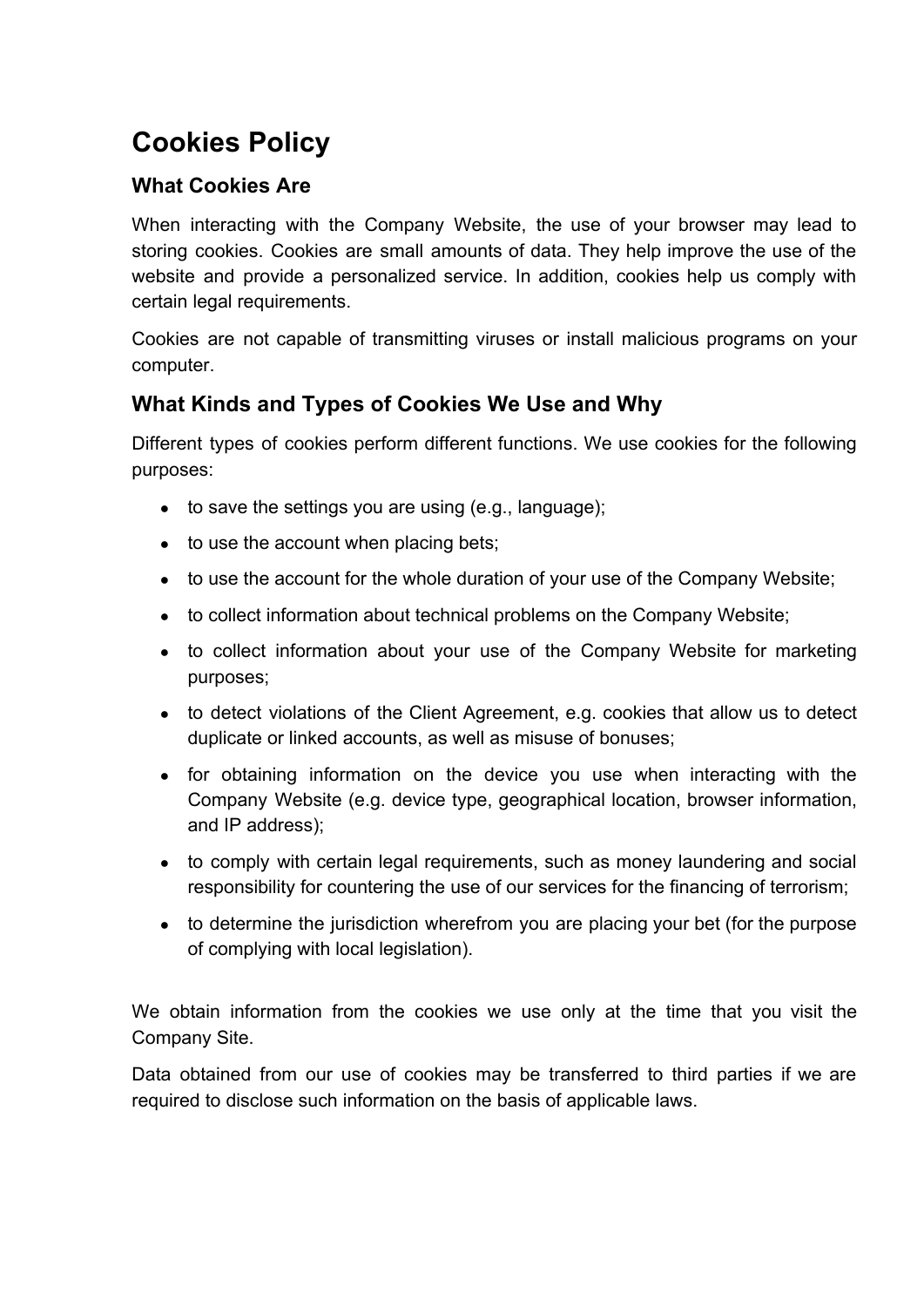# Cookies Policy

## What Cookies Are

When interacting with the Company Website, the use of your browser may lead to storing cookies. Cookies are small amounts of data. They help improve the use of the website and provide a personalized service. In addition, cookies help us comply with certain legal requirements.

Cookies are not capable of transmitting viruses or install malicious programs on your computer.

## What Kinds and Types of Cookies We Use and Why

Different types of cookies perform different functions. We use cookies for the following purposes:

- to save the settings you are using (e.g., language);
- to use the account when placing bets;
- to use the account for the whole duration of your use of the Company Website;
- to collect information about technical problems on the Company Website;
- to collect information about your use of the Company Website for marketing purposes;
- to detect violations of the Client Agreement, e.g. cookies that allow us to detect duplicate or linked accounts, as well as misuse of bonuses;
- for obtaining information on the device you use when interacting with the Company Website (e.g. device type, geographical location, browser information, and IP address);
- to comply with certain legal requirements, such as money laundering and social responsibility for countering the use of our services for the financing of terrorism;
- to determine the jurisdiction wherefrom you are placing your bet (for the purpose of complying with local legislation).

We obtain information from the cookies we use only at the time that you visit the Company Site.

Data obtained from our use of cookies may be transferred to third parties if we are required to disclose such information on the basis of applicable laws.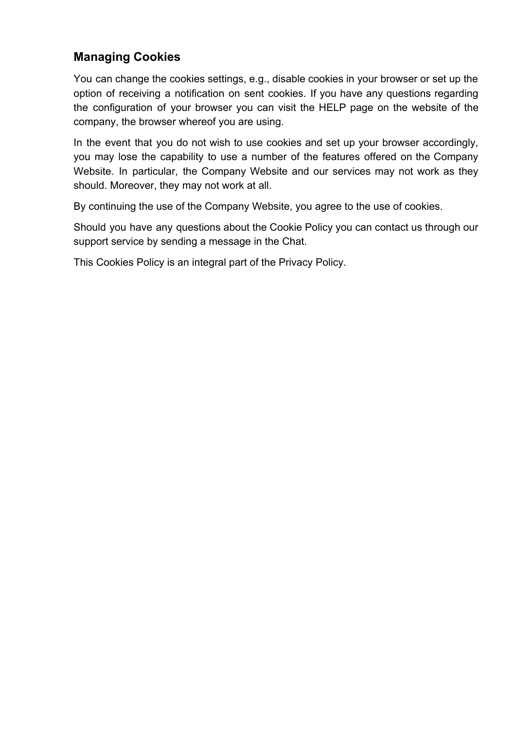## Managing Cookies

You can change the cookies settings, e.g., disable cookies in your browser or set up the option of receiving a notification on sent cookies. If you have any questions regarding the configuration of your browser you can visit the HELP page on the website of the company, the browser whereof you are using.

In the event that you do not wish to use cookies and set up your browser accordingly, you may lose the capability to use a number of the features offered on the Company Website. In particular, the Company Website and our services may not work as they should. Moreover, they may not work at all.

By continuing the use of the Company Website, you agree to the use of cookies.

Should you have any questions about the Cookie Policy you can contact us through our support service by sending a message in the Chat.

This Cookies Policy is an integral part of the Privacy Policy.